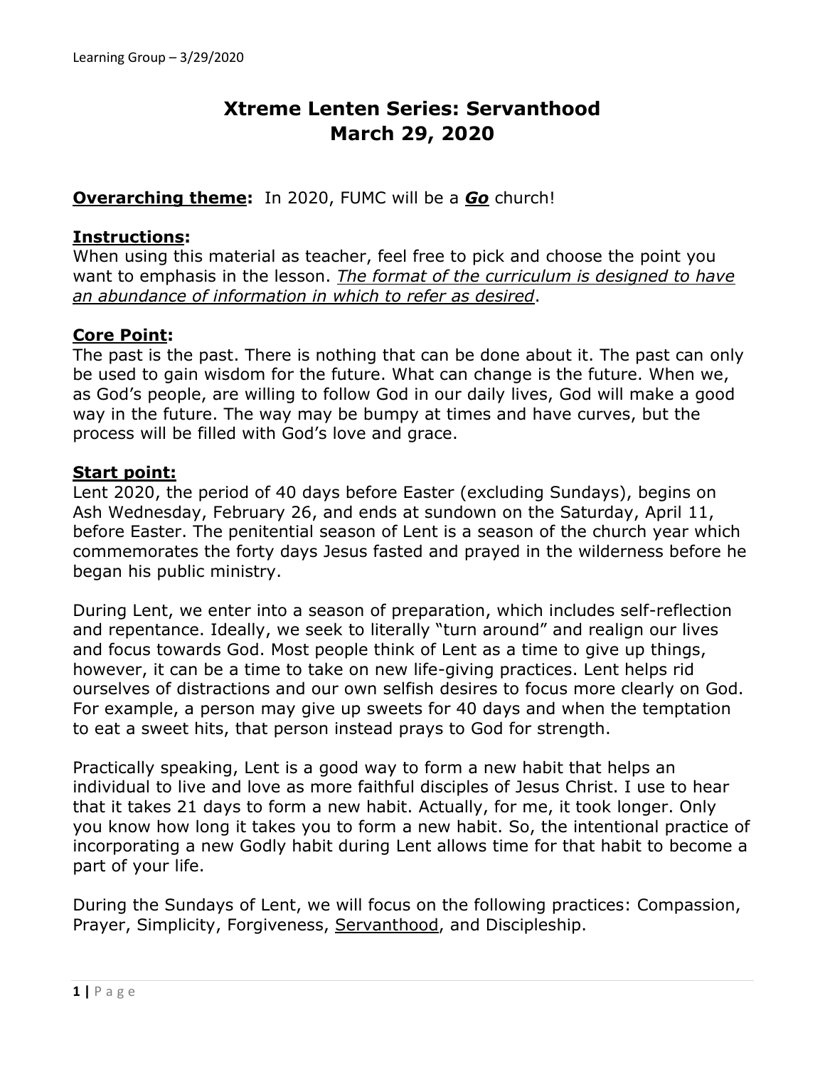# Xtreme Lenten Series: Servanthood
# March 29, 2020

**Overarching theme:** In 2020, FUMC will be a ***Go*** church!

**Instructions:**
When using this material as teacher, feel free to pick and choose the point you want to emphasis in the lesson. *The format of the curriculum is designed to have an abundance of information in which to refer as desired*.

**Core Point:**
The past is the past. There is nothing that can be done about it. The past can only be used to gain wisdom for the future. What can change is the future. When we, as God's people, are willing to follow God in our daily lives, God will make a good way in the future. The way may be bumpy at times and have curves, but the process will be filled with God's love and grace.

**Start point:**
Lent 2020, the period of 40 days before Easter (excluding Sundays), begins on Ash Wednesday, February 26, and ends at sundown on the Saturday, April 11, before Easter. The penitential season of Lent is a season of the church year which commemorates the forty days Jesus fasted and prayed in the wilderness before he began his public ministry.

During Lent, we enter into a season of preparation, which includes self-reflection and repentance. Ideally, we seek to literally "turn around" and realign our lives and focus towards God. Most people think of Lent as a time to give up things, however, it can be a time to take on new life-giving practices. Lent helps rid ourselves of distractions and our own selfish desires to focus more clearly on God. For example, a person may give up sweets for 40 days and when the temptation to eat a sweet hits, that person instead prays to God for strength.

Practically speaking, Lent is a good way to form a new habit that helps an individual to live and love as more faithful disciples of Jesus Christ. I use to hear that it takes 21 days to form a new habit. Actually, for me, it took longer. Only you know how long it takes you to form a new habit. So, the intentional practice of incorporating a new Godly habit during Lent allows time for that habit to become a part of your life.

During the Sundays of Lent, we will focus on the following practices: Compassion, Prayer, Simplicity, Forgiveness, Servanthood, and Discipleship.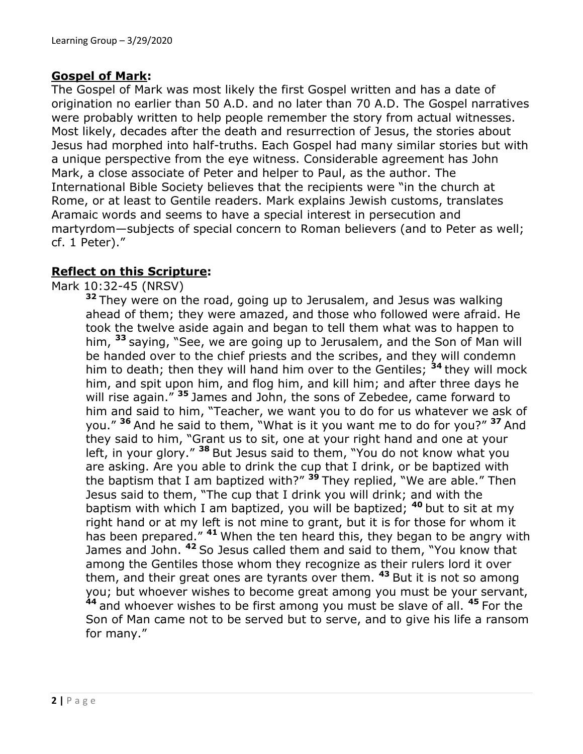**<u>Gospel of Mark</u>:**

The Gospel of Mark was most likely the first Gospel written and has a date of origination no earlier than 50 A.D. and no later than 70 A.D. The Gospel narratives were probably written to help people remember the story from actual witnesses. Most likely, decades after the death and resurrection of Jesus, the stories about Jesus had morphed into half-truths. Each Gospel had many similar stories but with a unique perspective from the eye witness. Considerable agreement has John Mark, a close associate of Peter and helper to Paul, as the author. The International Bible Society believes that the recipients were "in the church at Rome, or at least to Gentile readers. Mark explains Jewish customs, translates Aramaic words and seems to have a special interest in persecution and martyrdom—subjects of special concern to Roman believers (and to Peter as well; cf. 1 Peter)."

**<u>Reflect on this Scripture</u>:**

Mark 10:32-45 (NRSV)

> **32** They were on the road, going up to Jerusalem, and Jesus was walking ahead of them; they were amazed, and those who followed were afraid. He took the twelve aside again and began to tell them what was to happen to him, **33** saying, "See, we are going up to Jerusalem, and the Son of Man will be handed over to the chief priests and the scribes, and they will condemn him to death; then they will hand him over to the Gentiles; **34** they will mock him, and spit upon him, and flog him, and kill him; and after three days he will rise again." **35** James and John, the sons of Zebedee, came forward to him and said to him, "Teacher, we want you to do for us whatever we ask of you." **36** And he said to them, "What is it you want me to do for you?" **37** And they said to him, "Grant us to sit, one at your right hand and one at your left, in your glory." **38** But Jesus said to them, "You do not know what you are asking. Are you able to drink the cup that I drink, or be baptized with the baptism that I am baptized with?" **39** They replied, "We are able." Then Jesus said to them, "The cup that I drink you will drink; and with the baptism with which I am baptized, you will be baptized; **40** but to sit at my right hand or at my left is not mine to grant, but it is for those for whom it has been prepared." **41** When the ten heard this, they began to be angry with James and John. **42** So Jesus called them and said to them, "You know that among the Gentiles those whom they recognize as their rulers lord it over them, and their great ones are tyrants over them. **43** But it is not so among you; but whoever wishes to become great among you must be your servant, **44** and whoever wishes to be first among you must be slave of all. **45** For the Son of Man came not to be served but to serve, and to give his life a ransom for many."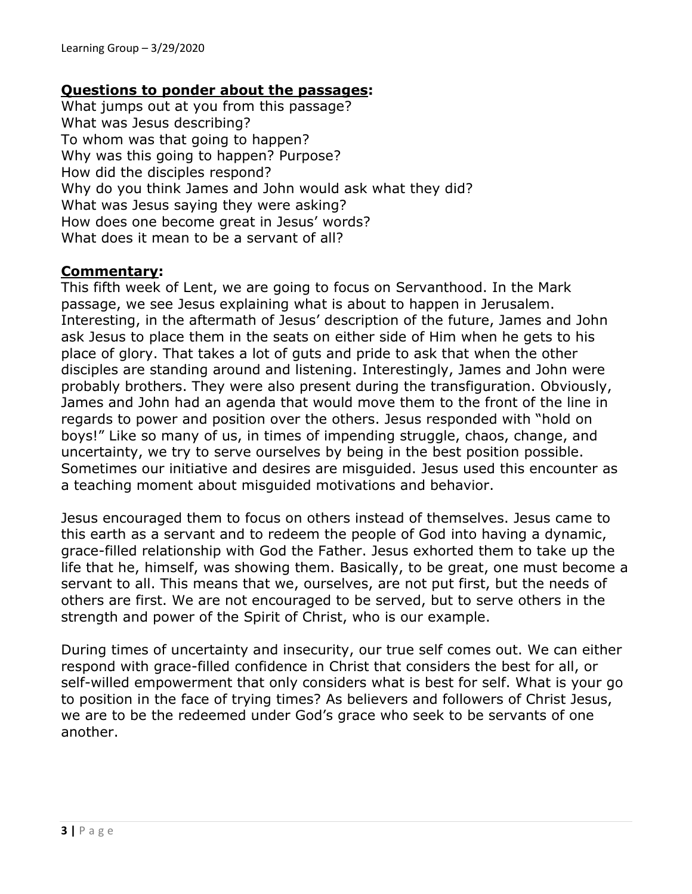**<u>Questions to ponder about the passages</u>:**

What jumps out at you from this passage?
What was Jesus describing?
To whom was that going to happen?
Why was this going to happen? Purpose?
How did the disciples respond?
Why do you think James and John would ask what they did?
What was Jesus saying they were asking?
How does one become great in Jesus' words?
What does it mean to be a servant of all?

**<u>Commentary</u>:**

This fifth week of Lent, we are going to focus on Servanthood. In the Mark passage, we see Jesus explaining what is about to happen in Jerusalem. Interesting, in the aftermath of Jesus' description of the future, James and John ask Jesus to place them in the seats on either side of Him when he gets to his place of glory. That takes a lot of guts and pride to ask that when the other disciples are standing around and listening. Interestingly, James and John were probably brothers. They were also present during the transfiguration. Obviously, James and John had an agenda that would move them to the front of the line in regards to power and position over the others. Jesus responded with "hold on boys!" Like so many of us, in times of impending struggle, chaos, change, and uncertainty, we try to serve ourselves by being in the best position possible. Sometimes our initiative and desires are misguided. Jesus used this encounter as a teaching moment about misguided motivations and behavior.

Jesus encouraged them to focus on others instead of themselves. Jesus came to this earth as a servant and to redeem the people of God into having a dynamic, grace-filled relationship with God the Father. Jesus exhorted them to take up the life that he, himself, was showing them. Basically, to be great, one must become a servant to all. This means that we, ourselves, are not put first, but the needs of others are first. We are not encouraged to be served, but to serve others in the strength and power of the Spirit of Christ, who is our example.

During times of uncertainty and insecurity, our true self comes out. We can either respond with grace-filled confidence in Christ that considers the best for all, or self-willed empowerment that only considers what is best for self. What is your go to position in the face of trying times? As believers and followers of Christ Jesus, we are to be the redeemed under God's grace who seek to be servants of one another.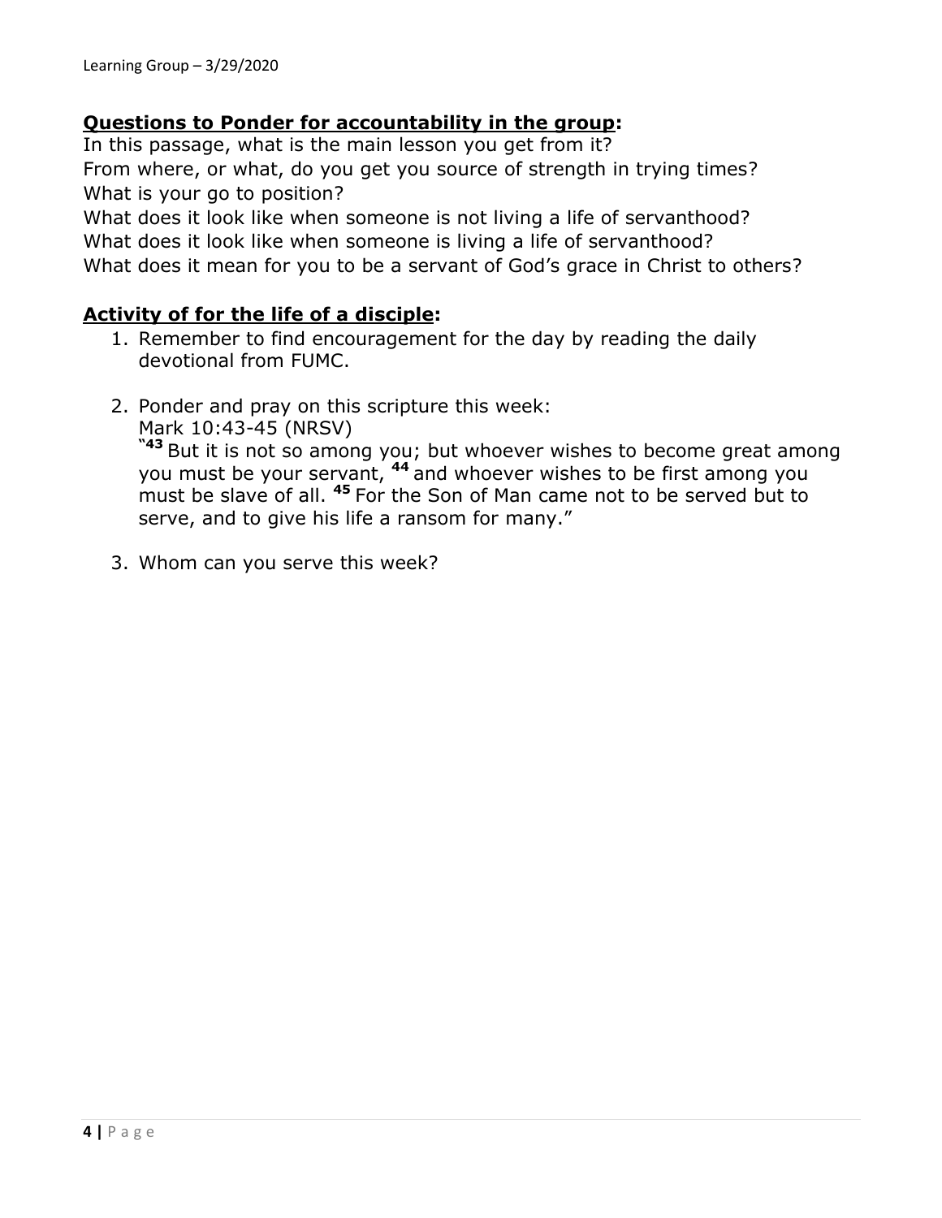**Questions to Ponder for accountability in the group:**

In this passage, what is the main lesson you get from it?
From where, or what, do you get you source of strength in trying times?
What is your go to position?
What does it look like when someone is not living a life of servanthood?
What does it look like when someone is living a life of servanthood?
What does it mean for you to be a servant of God's grace in Christ to others?

**Activity of for the life of a disciple:**

1. Remember to find encouragement for the day by reading the daily devotional from FUMC.

2. Ponder and pray on this scripture this week:
   Mark 10:43-45 (NRSV)
   "**43** But it is not so among you; but whoever wishes to become great among you must be your servant, **44** and whoever wishes to be first among you must be slave of all. **45** For the Son of Man came not to be served but to serve, and to give his life a ransom for many."

3. Whom can you serve this week?